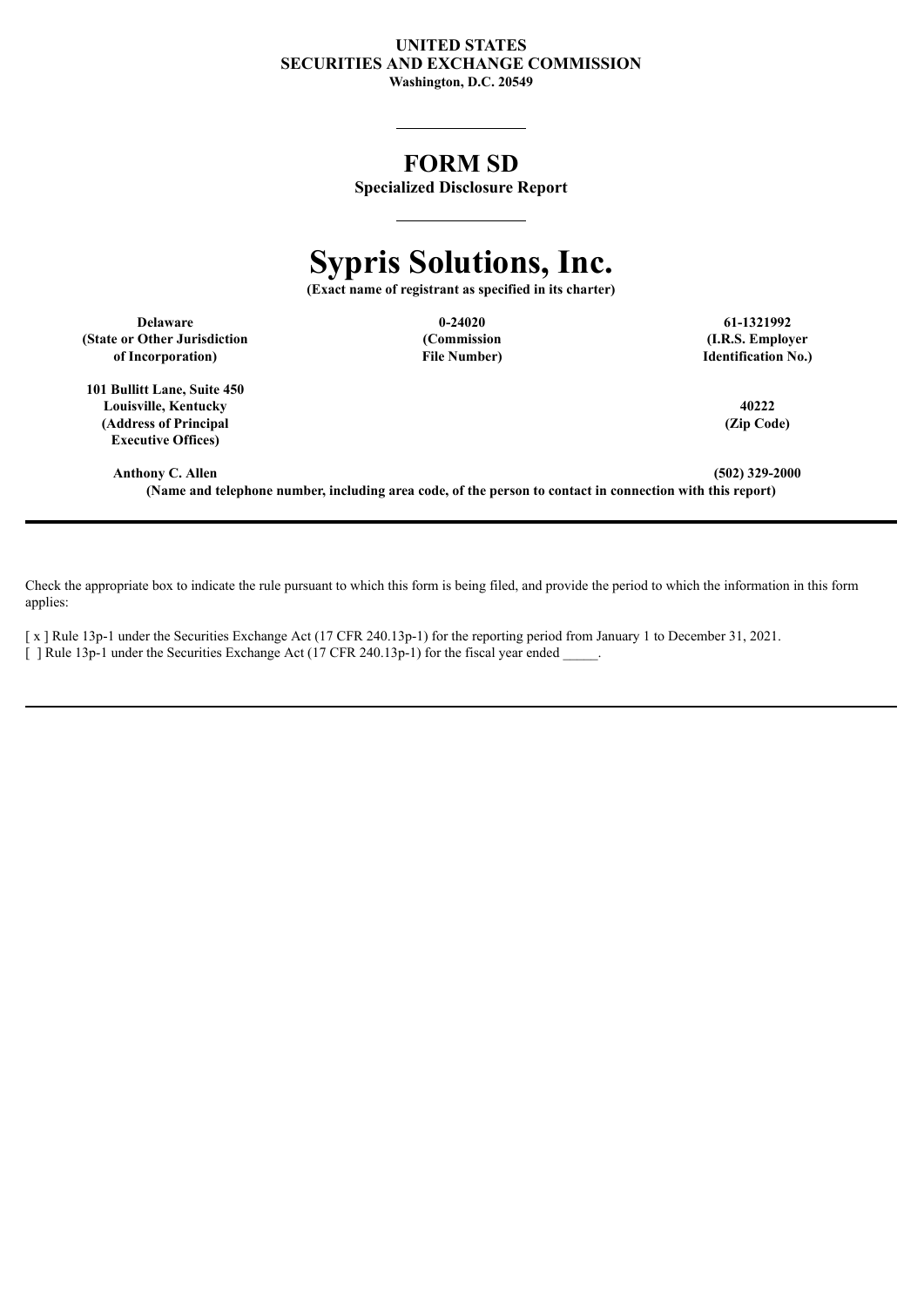**UNITED STATES**
**SECURITIES AND EXCHANGE COMMISSION**
**Washington, D.C. 20549**

# FORM SD

**Specialized Disclosure Report**

# Sypris Solutions, Inc.

**(Exact name of registrant as specified in its charter)**

| Delaware | 0-24020 | 61-1321992 |
|---|---|---|
| (State or Other Jurisdiction of Incorporation) | (Commission File Number) | (I.R.S. Employer Identification No.) |

| 101 Bullitt Lane, Suite 450 Louisville, Kentucky | 40222 |
|---|---|
| (Address of Principal Executive Offices) | (Zip Code) |

**Anthony C. Allen** **(502) 329-2000**

**(Name and telephone number, including area code, of the person to contact in connection with this report)**

---

Check the appropriate box to indicate the rule pursuant to which this form is being filed, and provide the period to which the information in this form applies:

[ x ] Rule 13p-1 under the Securities Exchange Act (17 CFR 240.13p-1) for the reporting period from January 1 to December 31, 2021.

[ ] Rule 13p-1 under the Securities Exchange Act (17 CFR 240.13p-1) for the fiscal year ended _____.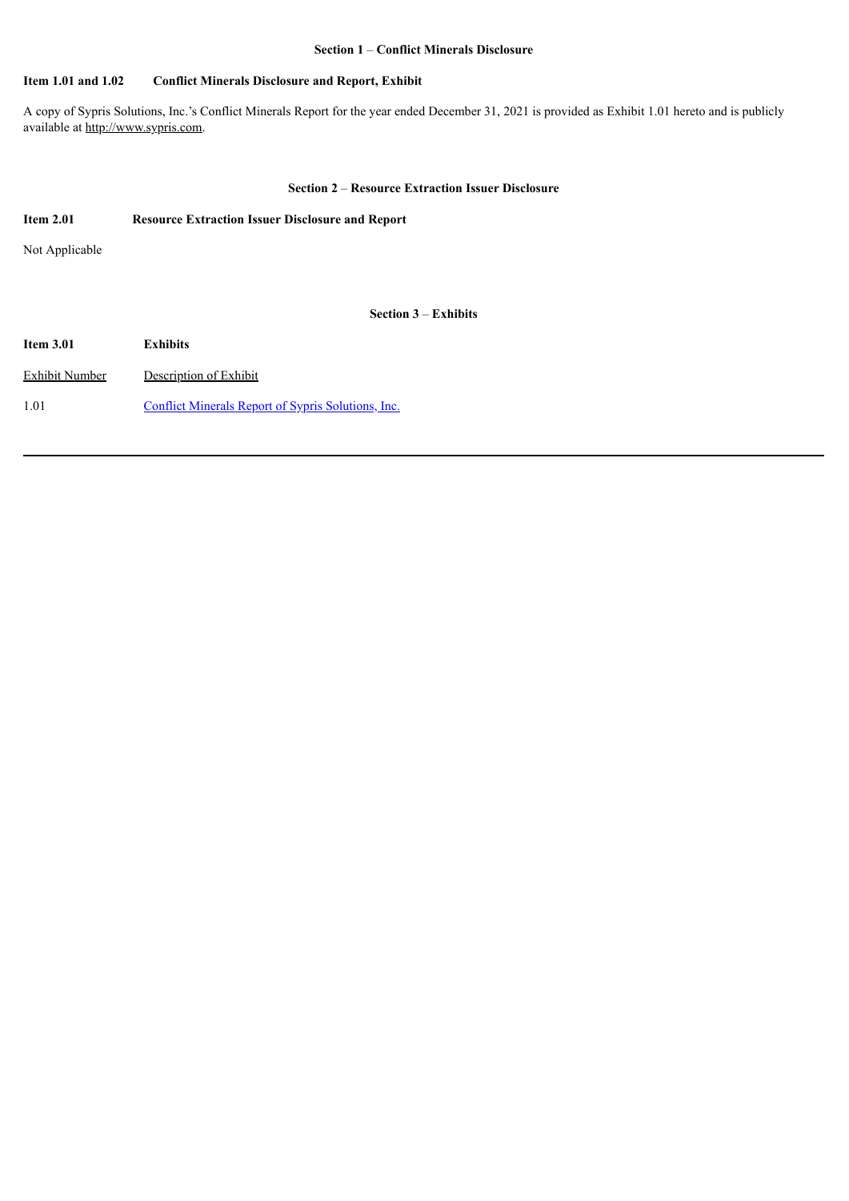**Section 1 – Conflict Minerals Disclosure**

**Item 1.01 and 1.02 Conflict Minerals Disclosure and Report, Exhibit**

A copy of Sypris Solutions, Inc.'s Conflict Minerals Report for the year ended December 31, 2021 is provided as Exhibit 1.01 hereto and is publicly available at http://www.sypris.com.

**Section 2 – Resource Extraction Issuer Disclosure**

**Item 2.01 Resource Extraction Issuer Disclosure and Report**

Not Applicable

**Section 3 – Exhibits**

**Item 3.01 Exhibits**

| Exhibit Number | Description of Exhibit |
|---|---|
| 1.01 | Conflict Minerals Report of Sypris Solutions, Inc. |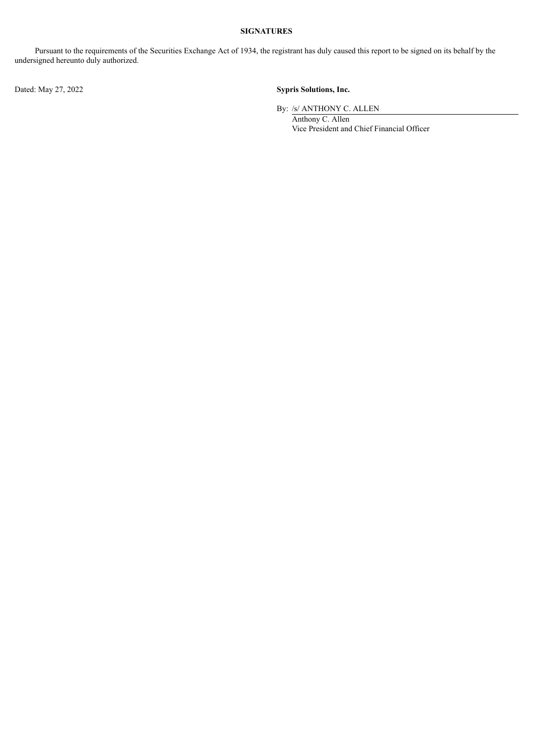**SIGNATURES**

Pursuant to the requirements of the Securities Exchange Act of 1934, the registrant has duly caused this report to be signed on its behalf by the undersigned hereunto duly authorized.

Dated: May 27, 2022

**Sypris Solutions, Inc.**

By: /s/ ANTHONY C. ALLEN
Anthony C. Allen
Vice President and Chief Financial Officer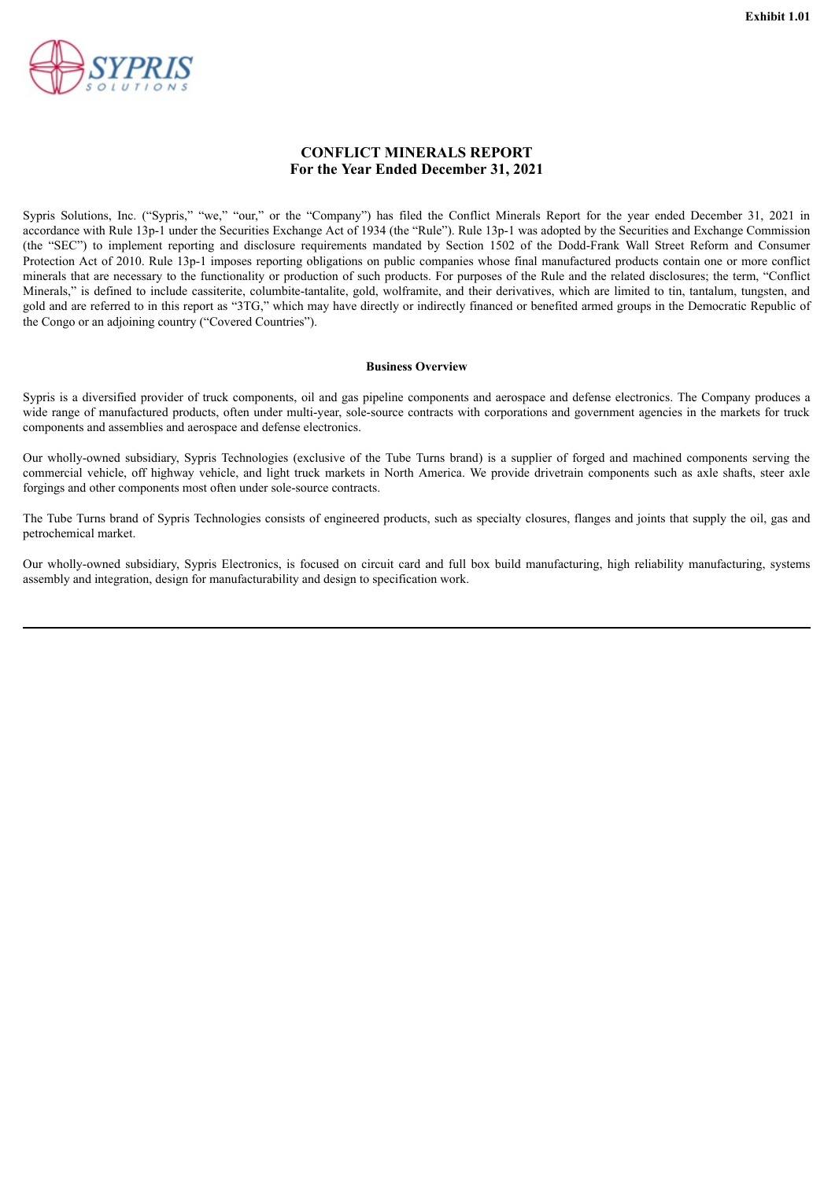Exhibit 1.01

# CONFLICT MINERALS REPORT
## For the Year Ended December 31, 2021

Sypris Solutions, Inc. ("Sypris," "we," "our," or the "Company") has filed the Conflict Minerals Report for the year ended December 31, 2021 in accordance with Rule 13p-1 under the Securities Exchange Act of 1934 (the "Rule"). Rule 13p-1 was adopted by the Securities and Exchange Commission (the "SEC") to implement reporting and disclosure requirements mandated by Section 1502 of the Dodd-Frank Wall Street Reform and Consumer Protection Act of 2010. Rule 13p-1 imposes reporting obligations on public companies whose final manufactured products contain one or more conflict minerals that are necessary to the functionality or production of such products. For purposes of the Rule and the related disclosures; the term, "Conflict Minerals," is defined to include cassiterite, columbite-tantalite, gold, wolframite, and their derivatives, which are limited to tin, tantalum, tungsten, and gold and are referred to in this report as "3TG," which may have directly or indirectly financed or benefited armed groups in the Democratic Republic of the Congo or an adjoining country ("Covered Countries").

### Business Overview

Sypris is a diversified provider of truck components, oil and gas pipeline components and aerospace and defense electronics. The Company produces a wide range of manufactured products, often under multi-year, sole-source contracts with corporations and government agencies in the markets for truck components and assemblies and aerospace and defense electronics.

Our wholly-owned subsidiary, Sypris Technologies (exclusive of the Tube Turns brand) is a supplier of forged and machined components serving the commercial vehicle, off highway vehicle, and light truck markets in North America. We provide drivetrain components such as axle shafts, steer axle forgings and other components most often under sole-source contracts.

The Tube Turns brand of Sypris Technologies consists of engineered products, such as specialty closures, flanges and joints that supply the oil, gas and petrochemical market.

Our wholly-owned subsidiary, Sypris Electronics, is focused on circuit card and full box build manufacturing, high reliability manufacturing, systems assembly and integration, design for manufacturability and design to specification work.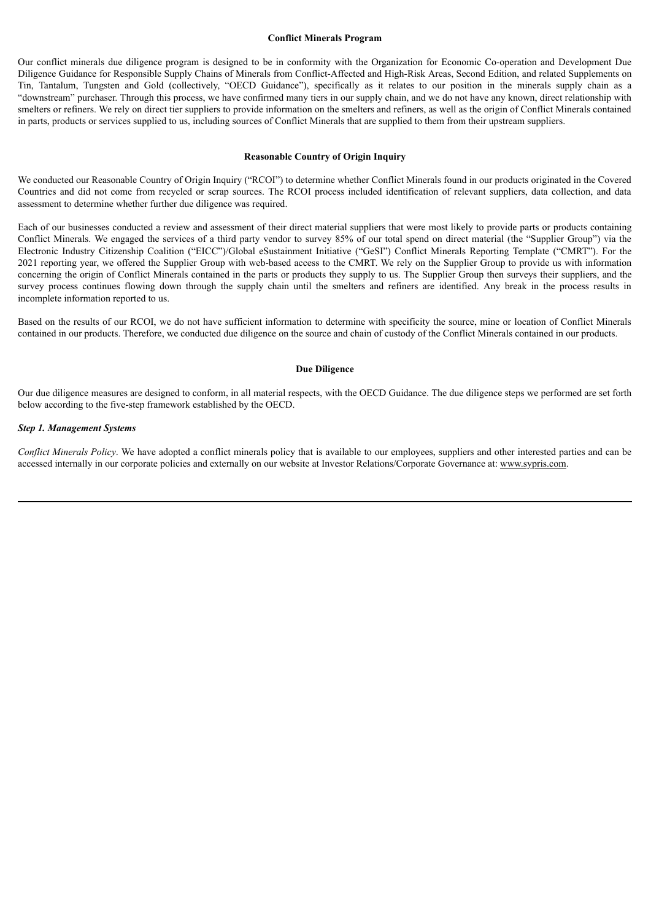## Conflict Minerals Program

Our conflict minerals due diligence program is designed to be in conformity with the Organization for Economic Co-operation and Development Due Diligence Guidance for Responsible Supply Chains of Minerals from Conflict-Affected and High-Risk Areas, Second Edition, and related Supplements on Tin, Tantalum, Tungsten and Gold (collectively, "OECD Guidance"), specifically as it relates to our position in the minerals supply chain as a "downstream" purchaser. Through this process, we have confirmed many tiers in our supply chain, and we do not have any known, direct relationship with smelters or refiners. We rely on direct tier suppliers to provide information on the smelters and refiners, as well as the origin of Conflict Minerals contained in parts, products or services supplied to us, including sources of Conflict Minerals that are supplied to them from their upstream suppliers.

## Reasonable Country of Origin Inquiry

We conducted our Reasonable Country of Origin Inquiry ("RCOI") to determine whether Conflict Minerals found in our products originated in the Covered Countries and did not come from recycled or scrap sources. The RCOI process included identification of relevant suppliers, data collection, and data assessment to determine whether further due diligence was required.

Each of our businesses conducted a review and assessment of their direct material suppliers that were most likely to provide parts or products containing Conflict Minerals. We engaged the services of a third party vendor to survey 85% of our total spend on direct material (the "Supplier Group") via the Electronic Industry Citizenship Coalition ("EICC")/Global eSustainment Initiative ("GeSI") Conflict Minerals Reporting Template ("CMRT"). For the 2021 reporting year, we offered the Supplier Group with web-based access to the CMRT. We rely on the Supplier Group to provide us with information concerning the origin of Conflict Minerals contained in the parts or products they supply to us. The Supplier Group then surveys their suppliers, and the survey process continues flowing down through the supply chain until the smelters and refiners are identified. Any break in the process results in incomplete information reported to us.

Based on the results of our RCOI, we do not have sufficient information to determine with specificity the source, mine or location of Conflict Minerals contained in our products. Therefore, we conducted due diligence on the source and chain of custody of the Conflict Minerals contained in our products.

## Due Diligence

Our due diligence measures are designed to conform, in all material respects, with the OECD Guidance. The due diligence steps we performed are set forth below according to the five-step framework established by the OECD.

### *Step 1. Management Systems*

*Conflict Minerals Policy*. We have adopted a conflict minerals policy that is available to our employees, suppliers and other interested parties and can be accessed internally in our corporate policies and externally on our website at Investor Relations/Corporate Governance at: www.sypris.com.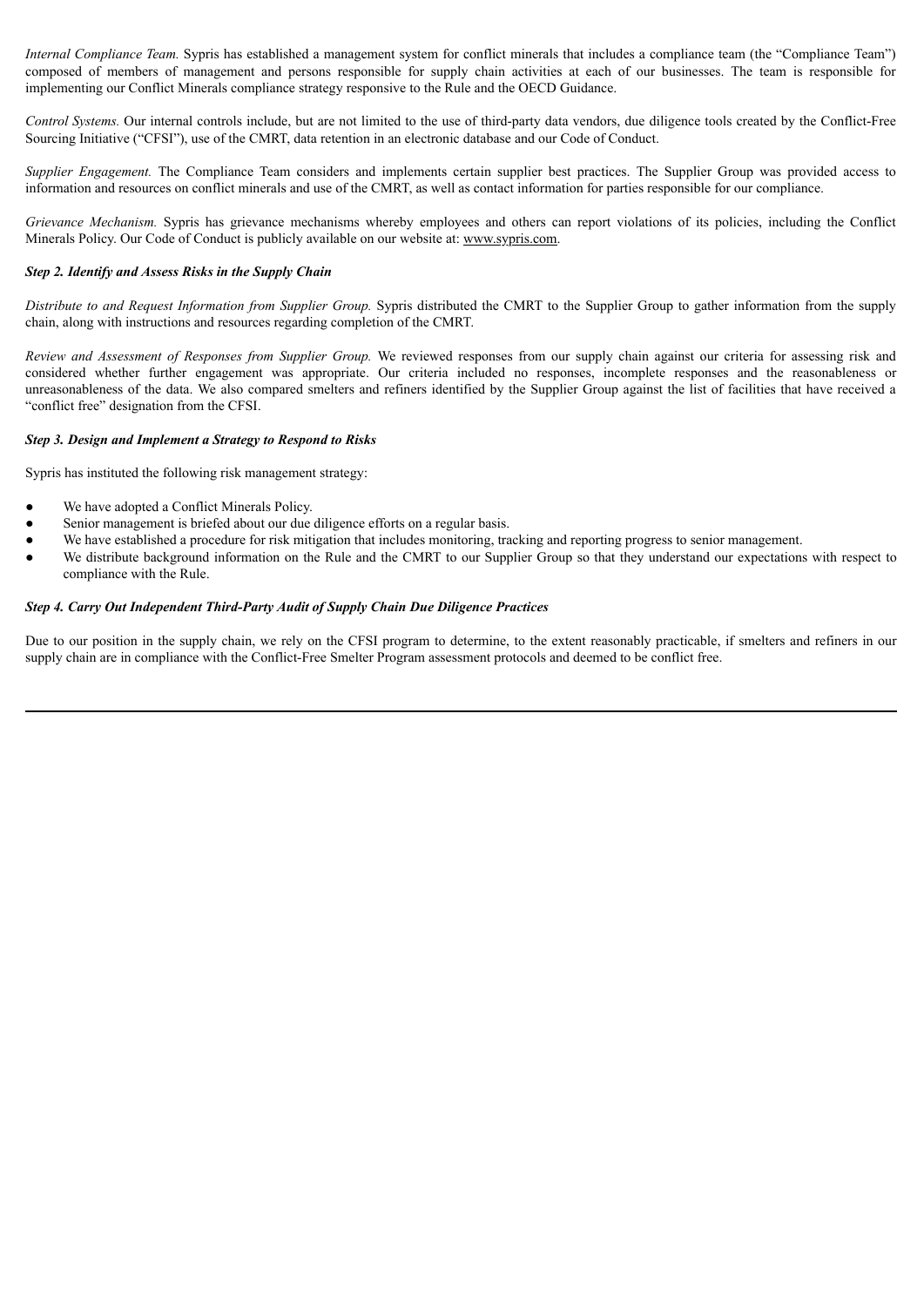*Internal Compliance Team.* Sypris has established a management system for conflict minerals that includes a compliance team (the "Compliance Team") composed of members of management and persons responsible for supply chain activities at each of our businesses. The team is responsible for implementing our Conflict Minerals compliance strategy responsive to the Rule and the OECD Guidance.

*Control Systems.* Our internal controls include, but are not limited to the use of third-party data vendors, due diligence tools created by the Conflict-Free Sourcing Initiative ("CFSI"), use of the CMRT, data retention in an electronic database and our Code of Conduct.

*Supplier Engagement.* The Compliance Team considers and implements certain supplier best practices. The Supplier Group was provided access to information and resources on conflict minerals and use of the CMRT, as well as contact information for parties responsible for our compliance.

*Grievance Mechanism.* Sypris has grievance mechanisms whereby employees and others can report violations of its policies, including the Conflict Minerals Policy. Our Code of Conduct is publicly available on our website at: www.sypris.com.

***Step 2. Identify and Assess Risks in the Supply Chain***

*Distribute to and Request Information from Supplier Group.* Sypris distributed the CMRT to the Supplier Group to gather information from the supply chain, along with instructions and resources regarding completion of the CMRT.

*Review and Assessment of Responses from Supplier Group.* We reviewed responses from our supply chain against our criteria for assessing risk and considered whether further engagement was appropriate. Our criteria included no responses, incomplete responses and the reasonableness or unreasonableness of the data. We also compared smelters and refiners identified by the Supplier Group against the list of facilities that have received a "conflict free" designation from the CFSI.

***Step 3. Design and Implement a Strategy to Respond to Risks***

Sypris has instituted the following risk management strategy:

- We have adopted a Conflict Minerals Policy.
- Senior management is briefed about our due diligence efforts on a regular basis.
- We have established a procedure for risk mitigation that includes monitoring, tracking and reporting progress to senior management.
- We distribute background information on the Rule and the CMRT to our Supplier Group so that they understand our expectations with respect to compliance with the Rule.

***Step 4. Carry Out Independent Third-Party Audit of Supply Chain Due Diligence Practices***

Due to our position in the supply chain, we rely on the CFSI program to determine, to the extent reasonably practicable, if smelters and refiners in our supply chain are in compliance with the Conflict-Free Smelter Program assessment protocols and deemed to be conflict free.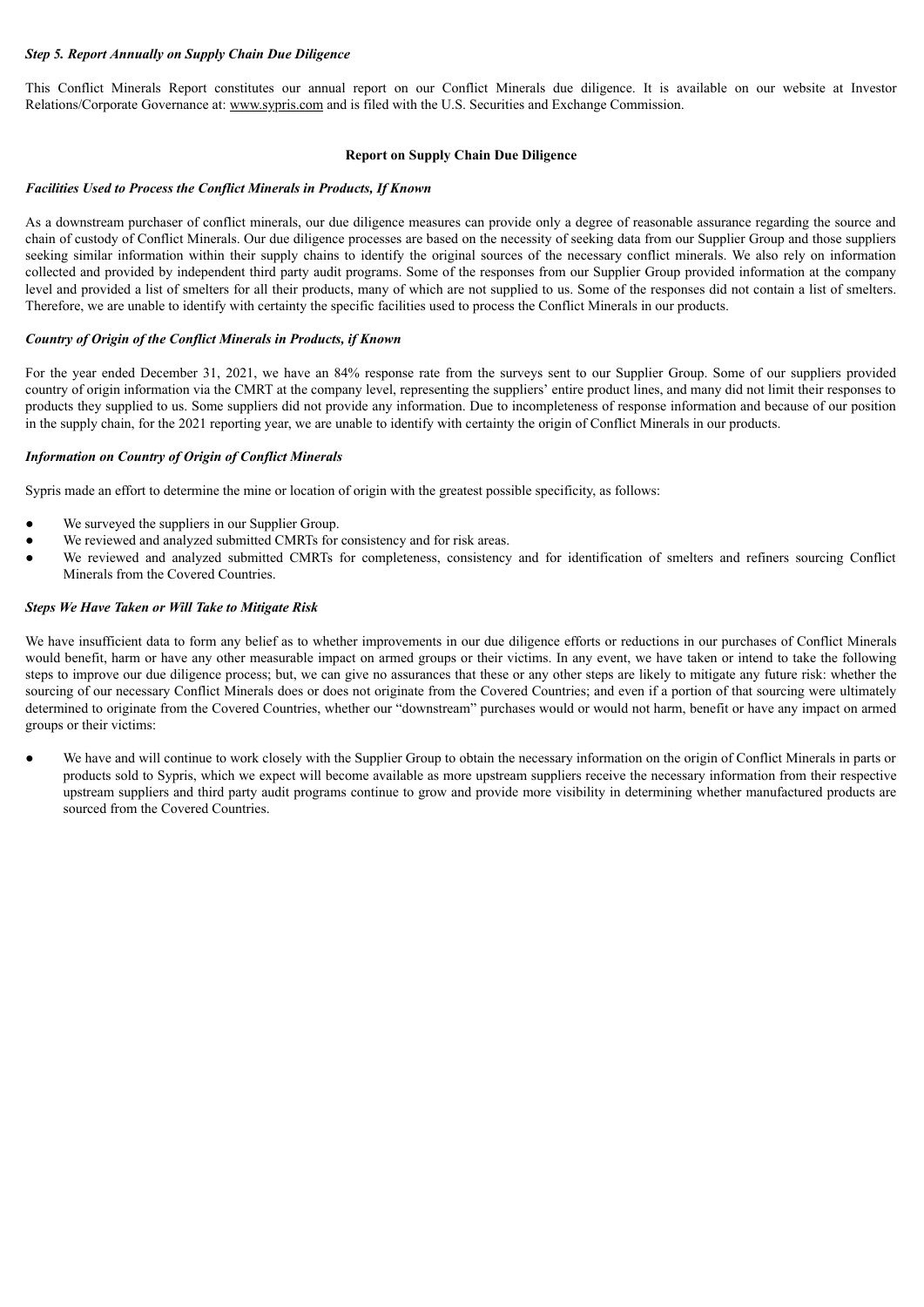***Step 5. Report Annually on Supply Chain Due Diligence***

This Conflict Minerals Report constitutes our annual report on our Conflict Minerals due diligence. It is available on our website at Investor Relations/Corporate Governance at: www.sypris.com and is filed with the U.S. Securities and Exchange Commission.

**Report on Supply Chain Due Diligence**

***Facilities Used to Process the Conflict Minerals in Products, If Known***

As a downstream purchaser of conflict minerals, our due diligence measures can provide only a degree of reasonable assurance regarding the source and chain of custody of Conflict Minerals. Our due diligence processes are based on the necessity of seeking data from our Supplier Group and those suppliers seeking similar information within their supply chains to identify the original sources of the necessary conflict minerals. We also rely on information collected and provided by independent third party audit programs. Some of the responses from our Supplier Group provided information at the company level and provided a list of smelters for all their products, many of which are not supplied to us. Some of the responses did not contain a list of smelters. Therefore, we are unable to identify with certainty the specific facilities used to process the Conflict Minerals in our products.

***Country of Origin of the Conflict Minerals in Products, if Known***

For the year ended December 31, 2021, we have an 84% response rate from the surveys sent to our Supplier Group. Some of our suppliers provided country of origin information via the CMRT at the company level, representing the suppliers' entire product lines, and many did not limit their responses to products they supplied to us. Some suppliers did not provide any information. Due to incompleteness of response information and because of our position in the supply chain, for the 2021 reporting year, we are unable to identify with certainty the origin of Conflict Minerals in our products.

***Information on Country of Origin of Conflict Minerals***

Sypris made an effort to determine the mine or location of origin with the greatest possible specificity, as follows:

- We surveyed the suppliers in our Supplier Group.
- We reviewed and analyzed submitted CMRTs for consistency and for risk areas.
- We reviewed and analyzed submitted CMRTs for completeness, consistency and for identification of smelters and refiners sourcing Conflict Minerals from the Covered Countries.

***Steps We Have Taken or Will Take to Mitigate Risk***

We have insufficient data to form any belief as to whether improvements in our due diligence efforts or reductions in our purchases of Conflict Minerals would benefit, harm or have any other measurable impact on armed groups or their victims. In any event, we have taken or intend to take the following steps to improve our due diligence process; but, we can give no assurances that these or any other steps are likely to mitigate any future risk: whether the sourcing of our necessary Conflict Minerals does or does not originate from the Covered Countries; and even if a portion of that sourcing were ultimately determined to originate from the Covered Countries, whether our "downstream" purchases would or would not harm, benefit or have any impact on armed groups or their victims:

- We have and will continue to work closely with the Supplier Group to obtain the necessary information on the origin of Conflict Minerals in parts or products sold to Sypris, which we expect will become available as more upstream suppliers receive the necessary information from their respective upstream suppliers and third party audit programs continue to grow and provide more visibility in determining whether manufactured products are sourced from the Covered Countries.